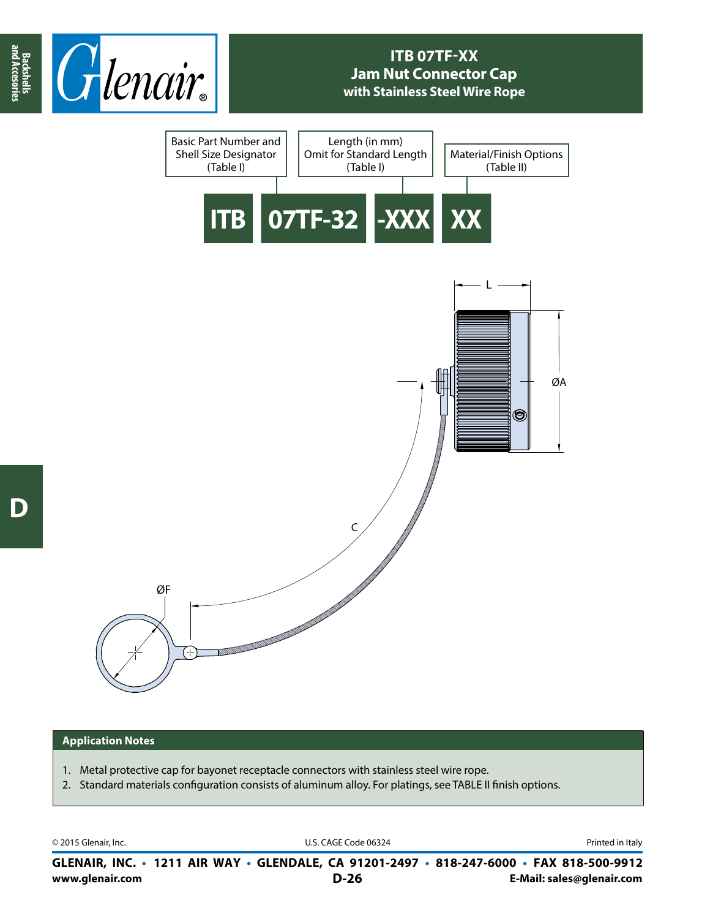# ITB 07TF-XX
## Jam Nut Connector Cap
### with Stainless Steel Wire Rope

| Basic Part Number and Shell Size Designator (Table I) | Length (in mm) Omit for Standard Length (Table I) | Material/Finish Options (Table II) |
|---|---|---|

**ITB 07TF-32 -XXX XX**

L

ØA

C

ØF

## Application Notes

1. Metal protective cap for bayonet receptacle connectors with stainless steel wire rope.
2. Standard materials configuration consists of aluminum alloy. For platings, see TABLE II finish options.

© 2015 Glenair, Inc. U.S. CAGE Code 06324 Printed in Italy

**GLENAIR, INC. • 1211 AIR WAY • GLENDALE, CA 91201-2497 • 818-247-6000 • FAX 818-500-9912**
**www.glenair.com** **E-Mail: sales@glenair.com**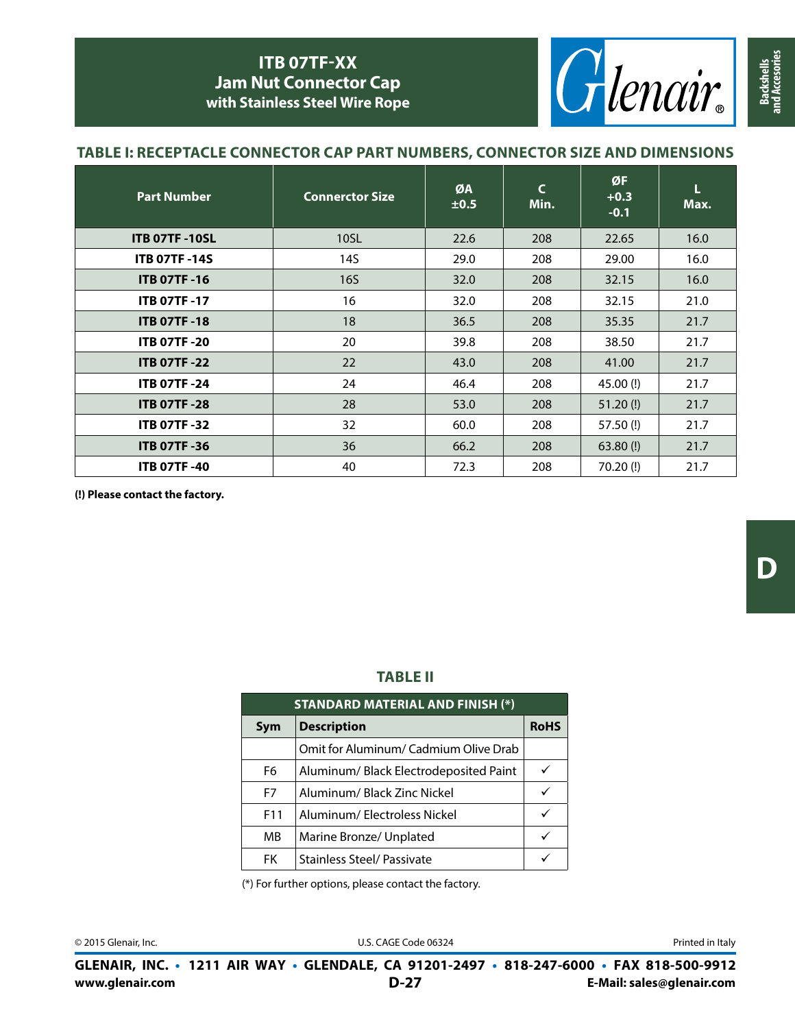# ITB 07TF-XX
## Jam Nut Connector Cap
### with Stainless Steel Wire Rope

## TABLE I: RECEPTACLE CONNECTOR CAP PART NUMBERS, CONNECTOR SIZE AND DIMENSIONS

| Part Number | Connerctor Size | ØA ±0.5 | C Min. | ØF +0.3 -0.1 | L Max. |
|---|---|---|---|---|---|
| **ITB 07TF -10SL** | 10SL | 22.6 | 208 | 22.65 | 16.0 |
| **ITB 07TF -14S** | 14S | 29.0 | 208 | 29.00 | 16.0 |
| **ITB 07TF -16** | 16S | 32.0 | 208 | 32.15 | 16.0 |
| **ITB 07TF -17** | 16 | 32.0 | 208 | 32.15 | 21.0 |
| **ITB 07TF -18** | 18 | 36.5 | 208 | 35.35 | 21.7 |
| **ITB 07TF -20** | 20 | 39.8 | 208 | 38.50 | 21.7 |
| **ITB 07TF -22** | 22 | 43.0 | 208 | 41.00 | 21.7 |
| **ITB 07TF -24** | 24 | 46.4 | 208 | 45.00 (!) | 21.7 |
| **ITB 07TF -28** | 28 | 53.0 | 208 | 51.20 (!) | 21.7 |
| **ITB 07TF -32** | 32 | 60.0 | 208 | 57.50 (!) | 21.7 |
| **ITB 07TF -36** | 36 | 66.2 | 208 | 63.80 (!) | 21.7 |
| **ITB 07TF -40** | 40 | 72.3 | 208 | 70.20 (!) | 21.7 |

**(!) Please contact the factory.**

## TABLE II

| STANDARD MATERIAL AND FINISH (*) | | |
|---|---|---|
| **Sym** | **Description** | **RoHS** |
| | Omit for Aluminum/ Cadmium Olive Drab | |
| F6 | Aluminum/ Black Electrodeposited Paint | ✓ |
| F7 | Aluminum/ Black Zinc Nickel | ✓ |
| F11 | Aluminum/ Electroless Nickel | ✓ |
| MB | Marine Bronze/ Unplated | ✓ |
| FK | Stainless Steel/ Passivate | ✓ |

(*) For further options, please contact the factory.